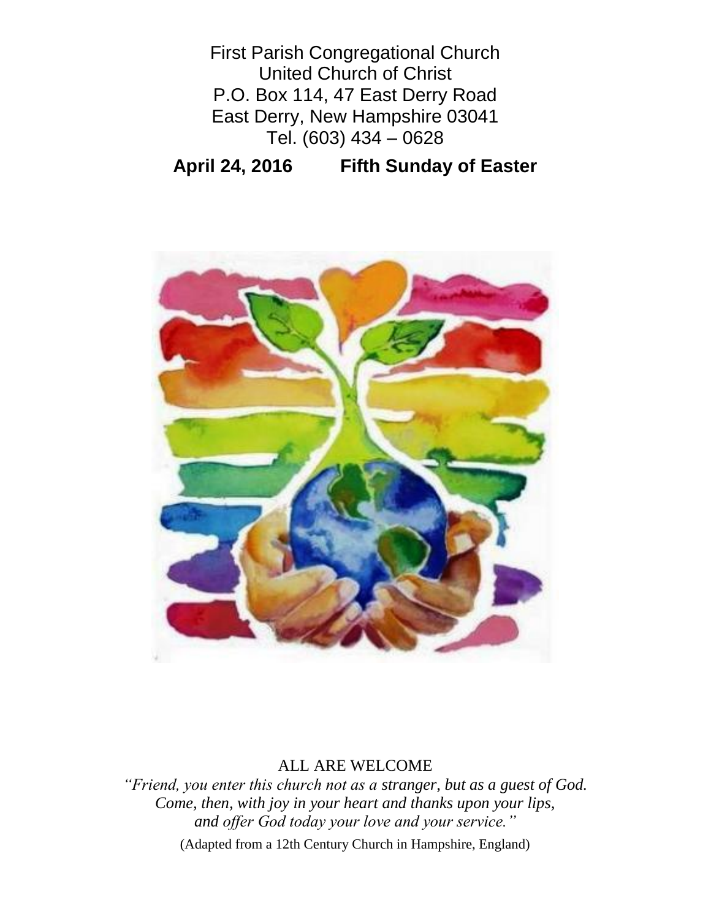First Parish Congregational Church
United Church of Christ
P.O. Box 114, 47 East Derry Road
East Derry, New Hampshire 03041
Tel. (603) 434 – 0628

**April 24, 2016 Fifth Sunday of Easter**

ALL ARE WELCOME

*"Friend, you enter this church not as a stranger, but as a guest of God.*
*Come, then, with joy in your heart and thanks upon your lips,*
*and offer God today your love and your service."*

(Adapted from a 12th Century Church in Hampshire, England)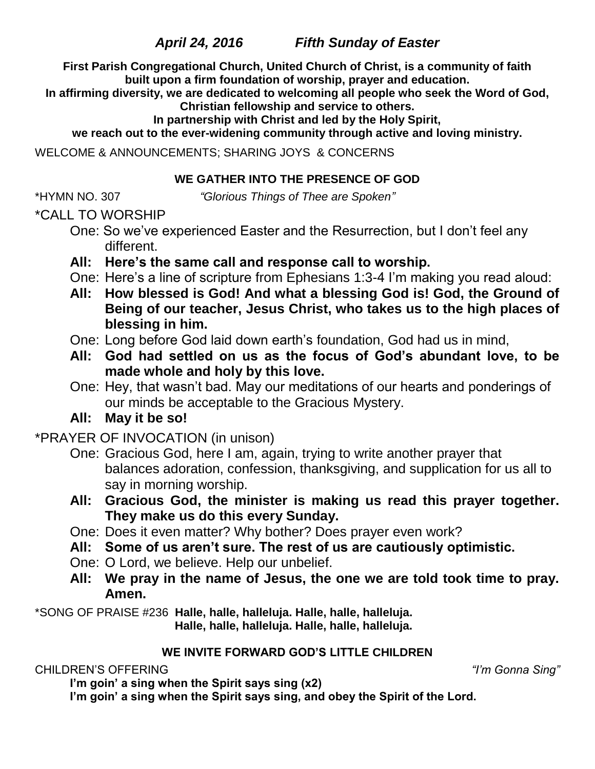## *April 24, 2016 Fifth Sunday of Easter*

**First Parish Congregational Church, United Church of Christ, is a community of faith built upon a firm foundation of worship, prayer and education. In affirming diversity, we are dedicated to welcoming all people who seek the Word of God, Christian fellowship and service to others. In partnership with Christ and led by the Holy Spirit, we reach out to the ever-widening community through active and loving ministry.**

WELCOME & ANNOUNCEMENTS; SHARING JOYS & CONCERNS

### WE GATHER INTO THE PRESENCE OF GOD

*HYMN NO. 307 *"Glorious Things of Thee are Spoken"*

*CALL TO WORSHIP

One: So we've experienced Easter and the Resurrection, but I don't feel any different.

**All: Here's the same call and response call to worship.**

One: Here's a line of scripture from Ephesians 1:3-4 I'm making you read aloud:

**All: How blessed is God! And what a blessing God is! God, the Ground of Being of our teacher, Jesus Christ, who takes us to the high places of blessing in him.**

One: Long before God laid down earth's foundation, God had us in mind,

**All: God had settled on us as the focus of God's abundant love, to be made whole and holy by this love.**

One: Hey, that wasn't bad. May our meditations of our hearts and ponderings of our minds be acceptable to the Gracious Mystery.

**All: May it be so!**

*PRAYER OF INVOCATION (in unison)

One: Gracious God, here I am, again, trying to write another prayer that balances adoration, confession, thanksgiving, and supplication for us all to say in morning worship.

**All: Gracious God, the minister is making us read this prayer together. They make us do this every Sunday.**

One: Does it even matter? Why bother? Does prayer even work?

**All: Some of us aren't sure. The rest of us are cautiously optimistic.**

One: O Lord, we believe. Help our unbelief.

**All: We pray in the name of Jesus, the one we are told took time to pray. Amen.**

*SONG OF PRAISE #236 **Halle, halle, halleluja. Halle, halle, halleluja.**
**Halle, halle, halleluja. Halle, halle, halleluja.**

### WE INVITE FORWARD GOD'S LITTLE CHILDREN

CHILDREN'S OFFERING *"I'm Gonna Sing"*

**I'm goin' a sing when the Spirit says sing (x2)**
**I'm goin' a sing when the Spirit says sing, and obey the Spirit of the Lord.**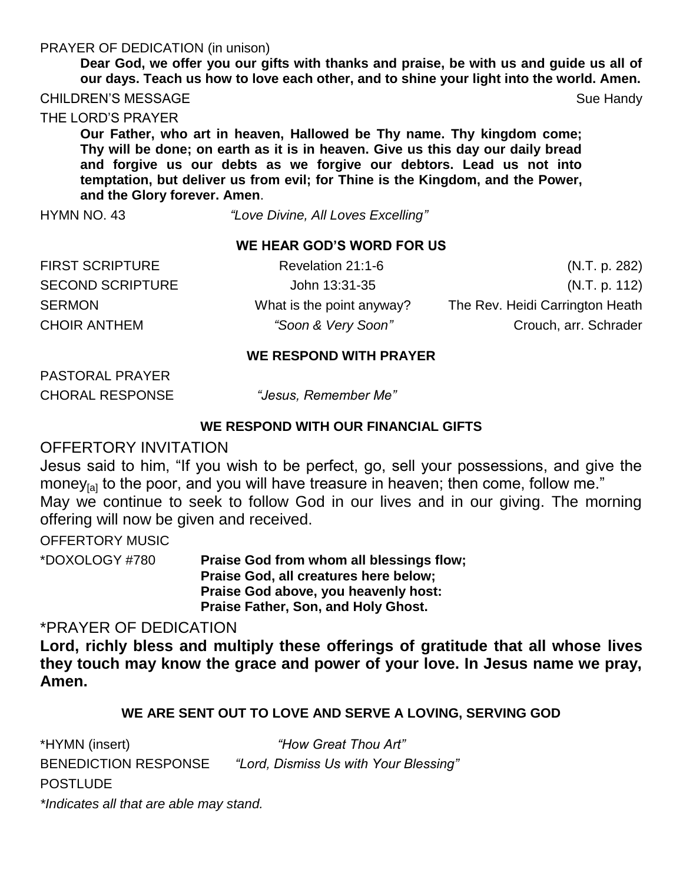PRAYER OF DEDICATION (in unison)

**Dear God, we offer you our gifts with thanks and praise, be with us and guide us all of our days. Teach us how to love each other, and to shine your light into the world. Amen.**

CHILDREN'S MESSAGE Sue Handy

THE LORD'S PRAYER

**Our Father, who art in heaven, Hallowed be Thy name. Thy kingdom come; Thy will be done; on earth as it is in heaven. Give us this day our daily bread and forgive us our debts as we forgive our debtors. Lead us not into temptation, but deliver us from evil; for Thine is the Kingdom, and the Power, and the Glory forever. Amen**.

HYMN NO. 43 *"Love Divine, All Loves Excelling"*

**WE HEAR GOD'S WORD FOR US**

| | | |
|---|---|---|
| FIRST SCRIPTURE | Revelation 21:1-6 | (N.T. p. 282) |
| SECOND SCRIPTURE | John 13:31-35 | (N.T. p. 112) |
| SERMON | What is the point anyway? | The Rev. Heidi Carrington Heath |
| CHOIR ANTHEM | *"Soon & Very Soon"* | Crouch, arr. Schrader |

**WE RESPOND WITH PRAYER**

PASTORAL PRAYER

CHORAL RESPONSE *"Jesus, Remember Me"*

**WE RESPOND WITH OUR FINANCIAL GIFTS**

OFFERTORY INVITATION

Jesus said to him, "If you wish to be perfect, go, sell your possessions, and give the money[a] to the poor, and you will have treasure in heaven; then come, follow me."
May we continue to seek to follow God in our lives and in our giving. The morning offering will now be given and received.

OFFERTORY MUSIC

*DOXOLOGY #780 **Praise God from whom all blessings flow;**
**Praise God, all creatures here below;**
**Praise God above, you heavenly host:**
**Praise Father, Son, and Holy Ghost.**

*PRAYER OF DEDICATION

**Lord, richly bless and multiply these offerings of gratitude that all whose lives they touch may know the grace and power of your love. In Jesus name we pray, Amen.**

**WE ARE SENT OUT TO LOVE AND SERVE A LOVING, SERVING GOD**

*HYMN (insert) *"How Great Thou Art"*

BENEDICTION RESPONSE *"Lord, Dismiss Us with Your Blessing"*

POSTLUDE

*\*Indicates all that are able may stand.*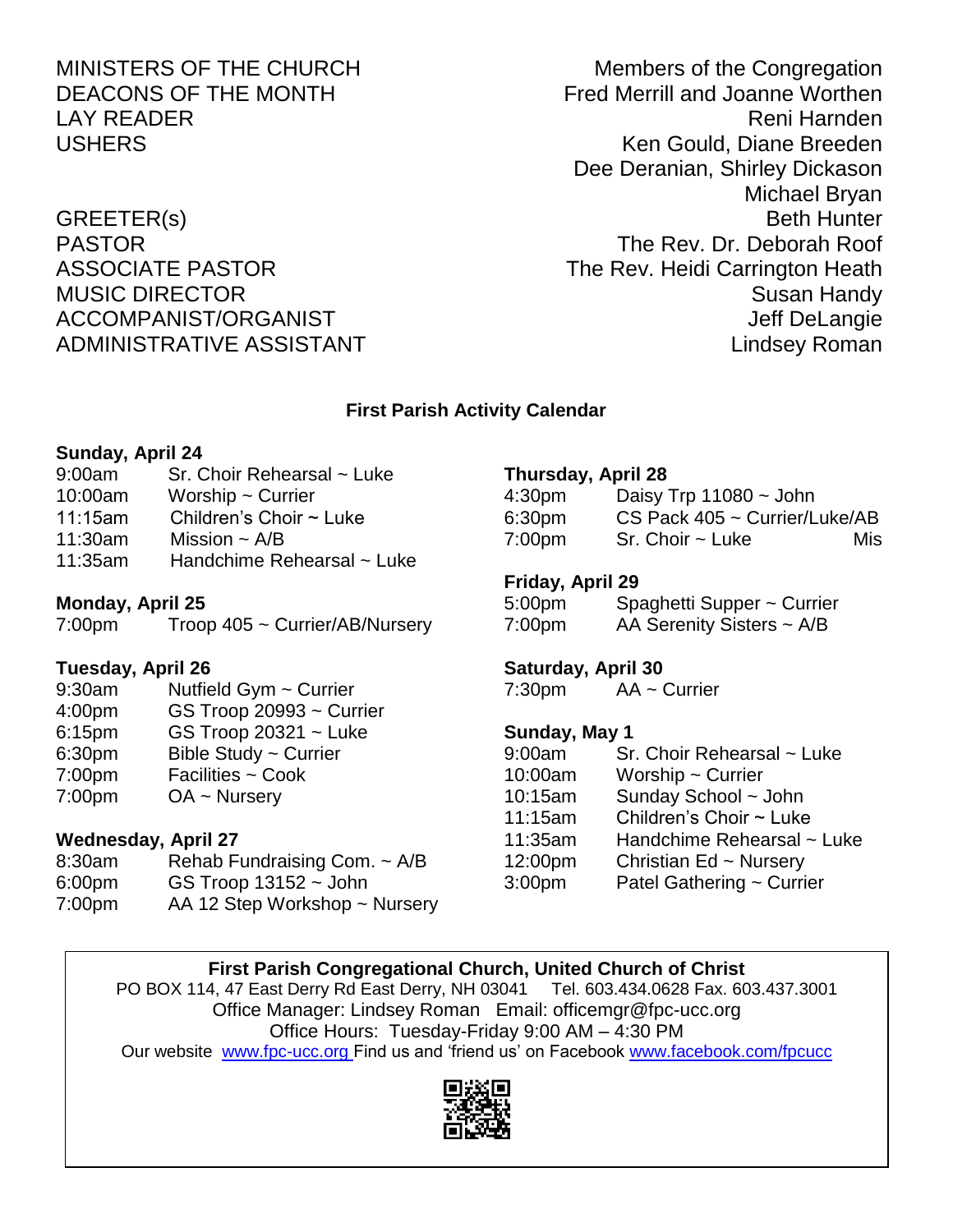| | |
|---|---|
| MINISTERS OF THE CHURCH | Members of the Congregation |
| DEACONS OF THE MONTH | Fred Merrill and Joanne Worthen |
| LAY READER | Reni Harnden |
| USHERS | Ken Gould, Diane Breeden<br>Dee Deranian, Shirley Dickason<br>Michael Bryan |
| GREETER(s) | Beth Hunter |
| PASTOR | The Rev. Dr. Deborah Roof |
| ASSOCIATE PASTOR | The Rev. Heidi Carrington Heath |
| MUSIC DIRECTOR | Susan Handy |
| ACCOMPANIST/ORGANIST | Jeff DeLangie |
| ADMINISTRATIVE ASSISTANT | Lindsey Roman |

## First Parish Activity Calendar

**Sunday, April 24**

| | |
|---|---|
| 9:00am | Sr. Choir Rehearsal ~ Luke |
| 10:00am | Worship ~ Currier |
| 11:15am | Children's Choir ~ Luke |
| 11:30am | Mission ~ A/B |
| 11:35am | Handchime Rehearsal ~ Luke |

**Monday, April 25**

| | |
|---|---|
| 7:00pm | Troop 405 ~ Currier/AB/Nursery |

**Tuesday, April 26**

| | |
|---|---|
| 9:30am | Nutfield Gym ~ Currier |
| 4:00pm | GS Troop 20993 ~ Currier |
| 6:15pm | GS Troop 20321 ~ Luke |
| 6:30pm | Bible Study ~ Currier |
| 7:00pm | Facilities ~ Cook |
| 7:00pm | OA ~ Nursery |

**Wednesday, April 27**

| | |
|---|---|
| 8:30am | Rehab Fundraising Com. ~ A/B |
| 6:00pm | GS Troop 13152 ~ John |
| 7:00pm | AA 12 Step Workshop ~ Nursery |

**Thursday, April 28**

| | |
|---|---|
| 4:30pm | Daisy Trp 11080 ~ John |
| 6:30pm | CS Pack 405 ~ Currier/Luke/AB |
| 7:00pm | Sr. Choir ~ Luke Mis |

**Friday, April 29**

| | |
|---|---|
| 5:00pm | Spaghetti Supper ~ Currier |
| 7:00pm | AA Serenity Sisters ~ A/B |

**Saturday, April 30**

| | |
|---|---|
| 7:30pm | AA ~ Currier |

**Sunday, May 1**

| | |
|---|---|
| 9:00am | Sr. Choir Rehearsal ~ Luke |
| 10:00am | Worship ~ Currier |
| 10:15am | Sunday School ~ John |
| 11:15am | Children's Choir ~ Luke |
| 11:35am | Handchime Rehearsal ~ Luke |
| 12:00pm | Christian Ed ~ Nursery |
| 3:00pm | Patel Gathering ~ Currier |

**First Parish Congregational Church, United Church of Christ**
PO BOX 114, 47 East Derry Rd East Derry, NH 03041 Tel. 603.434.0628 Fax. 603.437.3001
Office Manager: Lindsey Roman Email: officemgr@fpc-ucc.org
Office Hours: Tuesday-Friday 9:00 AM – 4:30 PM
Our website www.fpc-ucc.org Find us and 'friend us' on Facebook www.facebook.com/fpcucc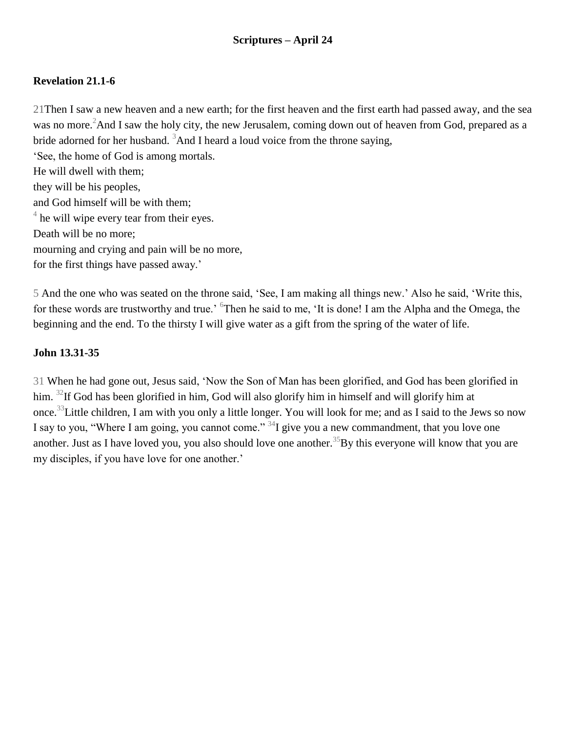**Scriptures – April 24**

**Revelation 21.1-6**

21Then I saw a new heaven and a new earth; for the first heaven and the first earth had passed away, and the sea was no more.[2]And I saw the holy city, the new Jerusalem, coming down out of heaven from God, prepared as a bride adorned for her husband. [3]And I heard a loud voice from the throne saying,
'See, the home of God is among mortals.
He will dwell with them;
they will be his peoples,
and God himself will be with them;
[4] he will wipe every tear from their eyes.
Death will be no more;
mourning and crying and pain will be no more,
for the first things have passed away.'

5 And the one who was seated on the throne said, 'See, I am making all things new.' Also he said, 'Write this, for these words are trustworthy and true.' [6]Then he said to me, 'It is done! I am the Alpha and the Omega, the beginning and the end. To the thirsty I will give water as a gift from the spring of the water of life.

**John 13.31-35**

31 When he had gone out, Jesus said, 'Now the Son of Man has been glorified, and God has been glorified in him. [32]If God has been glorified in him, God will also glorify him in himself and will glorify him at once.[33]Little children, I am with you only a little longer. You will look for me; and as I said to the Jews so now I say to you, "Where I am going, you cannot come." [34]I give you a new commandment, that you love one another. Just as I have loved you, you also should love one another.[35]By this everyone will know that you are my disciples, if you have love for one another.'